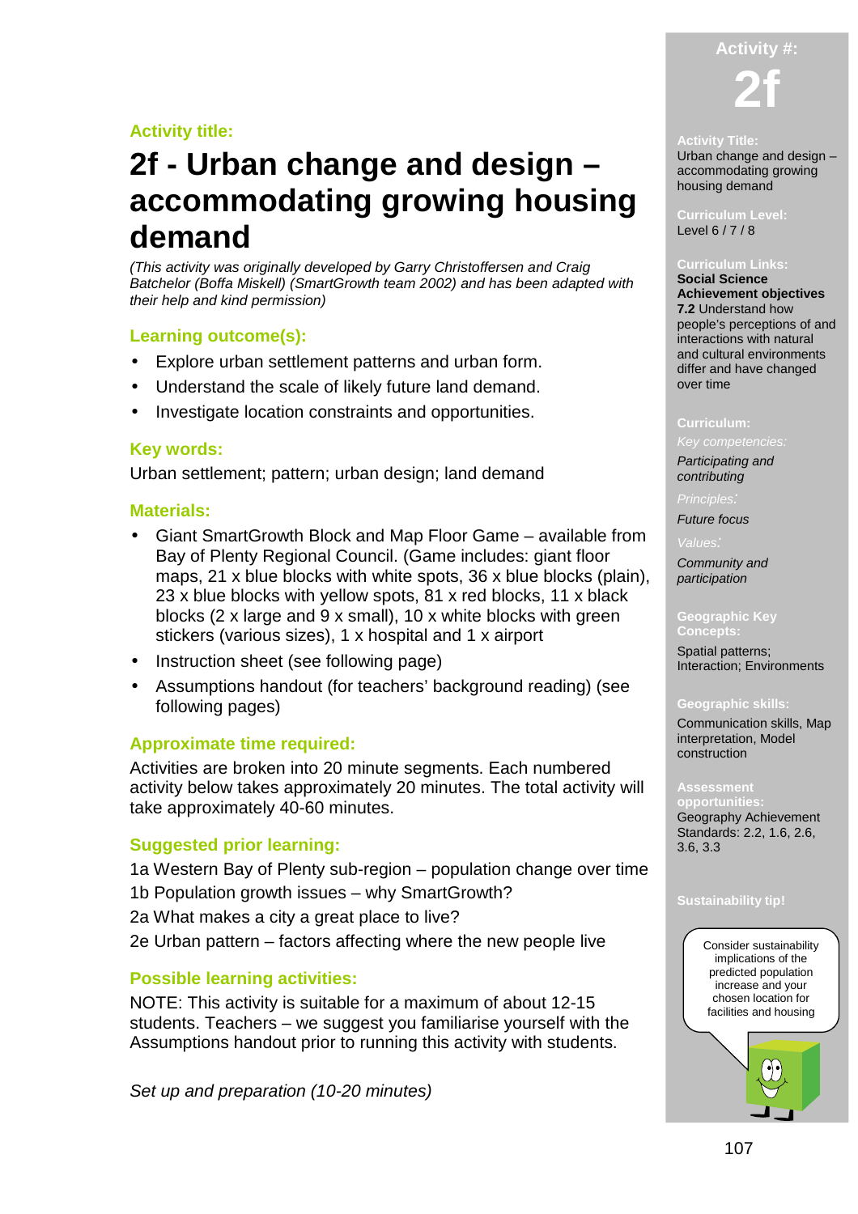**Activity title:**

# 2f - Urban change and design – accommodating growing housing demand

*(This activity was originally developed by Garry Christoffersen and Craig Batchelor (Boffa Miskell) (SmartGrowth team 2002) and has been adapted with their help and kind permission)*

## Learning outcome(s):

- Explore urban settlement patterns and urban form.
- Understand the scale of likely future land demand.
- Investigate location constraints and opportunities.

## Key words:

Urban settlement; pattern; urban design; land demand

## Materials:

- Giant SmartGrowth Block and Map Floor Game – available from Bay of Plenty Regional Council. (Game includes: giant floor maps, 21 x blue blocks with white spots, 36 x blue blocks (plain), 23 x blue blocks with yellow spots, 81 x red blocks, 11 x black blocks (2 x large and 9 x small), 10 x white blocks with green stickers (various sizes), 1 x hospital and 1 x airport
- Instruction sheet (see following page)
- Assumptions handout (for teachers' background reading) (see following pages)

## Approximate time required:

Activities are broken into 20 minute segments. Each numbered activity below takes approximately 20 minutes. The total activity will take approximately 40-60 minutes.

## Suggested prior learning:

1a Western Bay of Plenty sub-region – population change over time
1b Population growth issues – why SmartGrowth?
2a What makes a city a great place to live?
2e Urban pattern – factors affecting where the new people live

## Possible learning activities:

NOTE: This activity is suitable for a maximum of about 12-15 students. Teachers – we suggest you familiarise yourself with the Assumptions handout prior to running this activity with students.

*Set up and preparation (10-20 minutes)*

---

**Activity #:** 2f

**Activity Title:**
Urban change and design – accommodating growing housing demand

**Curriculum Level:**
Level 6 / 7 / 8

**Curriculum Links:**
**Social Science Achievement objectives**
**7.2** Understand how people's perceptions of and interactions with natural and cultural environments differ and have changed over time

**Curriculum:**
*Key competencies:*
*Participating and contributing*
*Principles:*
*Future focus*
*Values:*
*Community and participation*

**Geographic Key Concepts:**
Spatial patterns; Interaction; Environments

**Geographic skills:**
Communication skills, Map interpretation, Model construction

**Assessment opportunities:**
Geography Achievement Standards: 2.2, 1.6, 2.6, 3.6, 3.3

**Sustainability tip!**

Consider sustainability implications of the predicted population increase and your chosen location for facilities and housing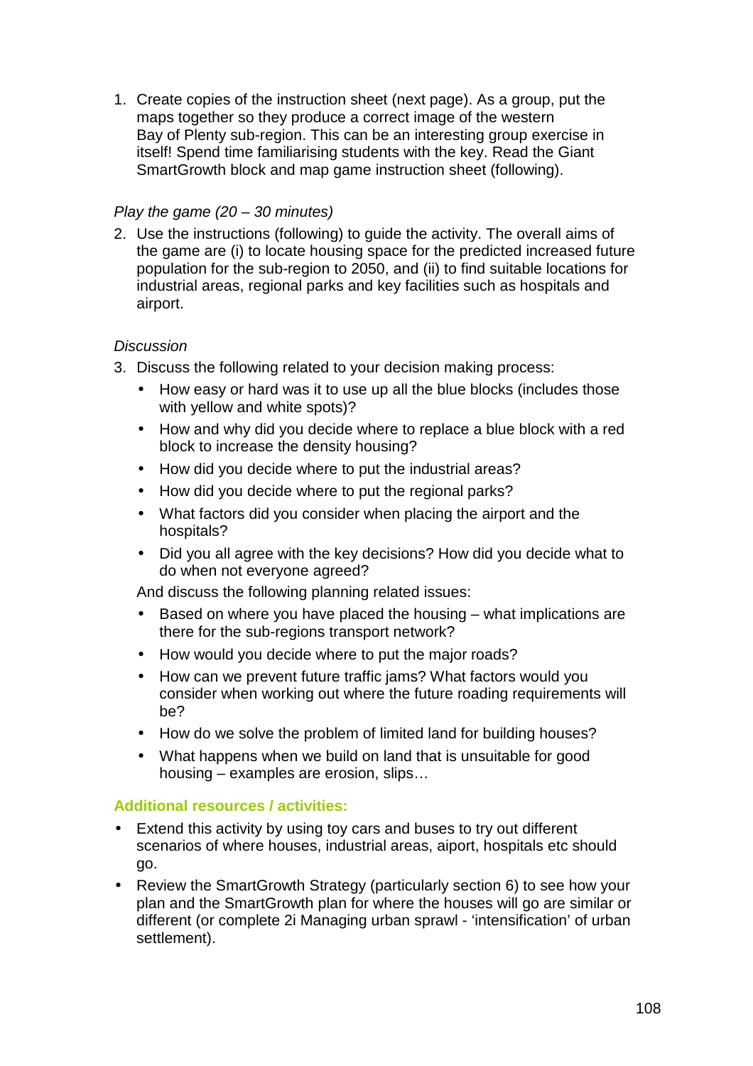1. Create copies of the instruction sheet (next page). As a group, put the maps together so they produce a correct image of the western Bay of Plenty sub-region. This can be an interesting group exercise in itself! Spend time familiarising students with the key. Read the Giant SmartGrowth block and map game instruction sheet (following).

*Play the game (20 – 30 minutes)*

2. Use the instructions (following) to guide the activity. The overall aims of the game are (i) to locate housing space for the predicted increased future population for the sub-region to 2050, and (ii) to find suitable locations for industrial areas, regional parks and key facilities such as hospitals and airport.

*Discussion*

3. Discuss the following related to your decision making process:
   - How easy or hard was it to use up all the blue blocks (includes those with yellow and white spots)?
   - How and why did you decide where to replace a blue block with a red block to increase the density housing?
   - How did you decide where to put the industrial areas?
   - How did you decide where to put the regional parks?
   - What factors did you consider when placing the airport and the hospitals?
   - Did you all agree with the key decisions? How did you decide what to do when not everyone agreed?

   And discuss the following planning related issues:
   - Based on where you have placed the housing – what implications are there for the sub-regions transport network?
   - How would you decide where to put the major roads?
   - How can we prevent future traffic jams? What factors would you consider when working out where the future roading requirements will be?
   - How do we solve the problem of limited land for building houses?
   - What happens when we build on land that is unsuitable for good housing – examples are erosion, slips…

**Additional resources / activities:**

- Extend this activity by using toy cars and buses to try out different scenarios of where houses, industrial areas, aiport, hospitals etc should go.
- Review the SmartGrowth Strategy (particularly section 6) to see how your plan and the SmartGrowth plan for where the houses will go are similar or different (or complete 2i Managing urban sprawl - 'intensification' of urban settlement).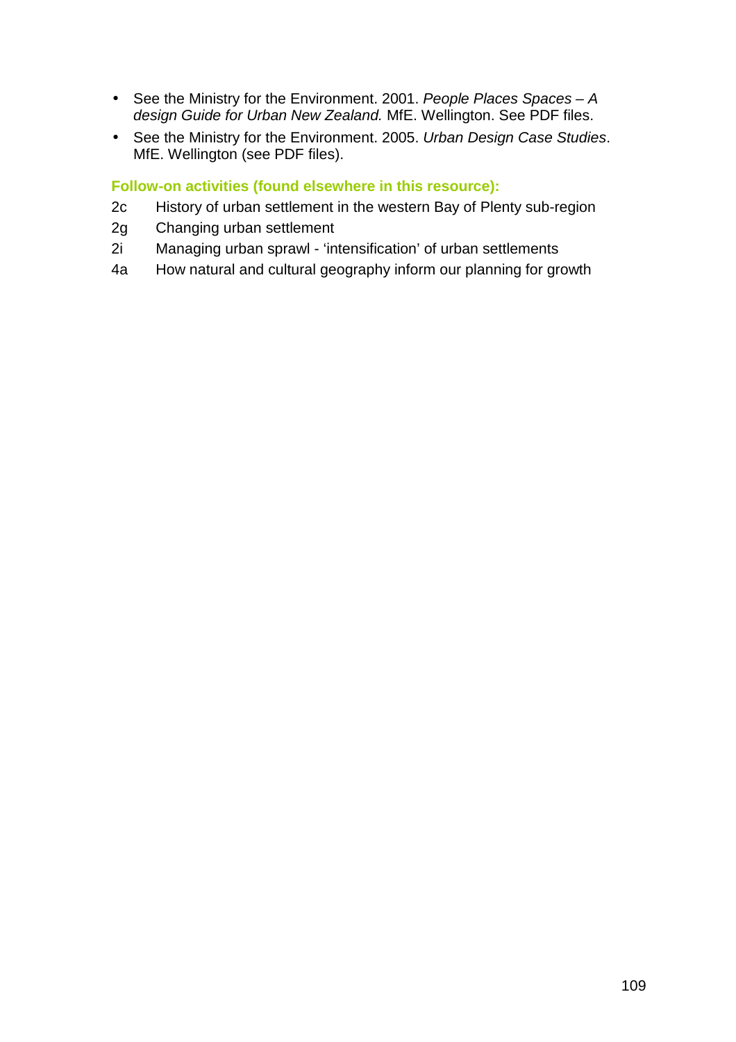- See the Ministry for the Environment. 2001. *People Places Spaces – A design Guide for Urban New Zealand.* MfE. Wellington. See PDF files.
- See the Ministry for the Environment. 2005. *Urban Design Case Studies*. MfE. Wellington (see PDF files).

**Follow-on activities (found elsewhere in this resource):**

2c History of urban settlement in the western Bay of Plenty sub-region

2g Changing urban settlement

2i Managing urban sprawl - 'intensification' of urban settlements

4a How natural and cultural geography inform our planning for growth